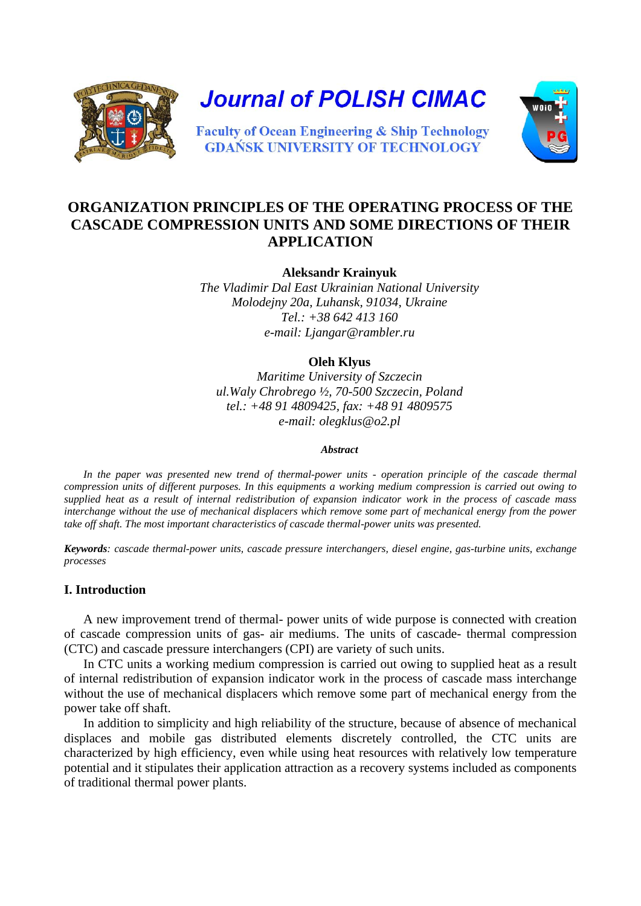# Journal of POLISH CIMAC

Faculty of Ocean Engineering & Ship Technology
GDAŃSK UNIVERSITY OF TECHNOLOGY

## ORGANIZATION PRINCIPLES OF THE OPERATING PROCESS OF THE CASCADE COMPRESSION UNITS AND SOME DIRECTIONS OF THEIR APPLICATION

**Aleksandr Krainyuk**
*The Vladimir Dal East Ukrainian National University*
*Molodejny 20a, Luhansk, 91034, Ukraine*
*Tel.: +38 642 413 160*
*e-mail: Ljangar@rambler.ru*

**Oleh Klyus**
*Maritime University of Szczecin*
*ul.Waly Chrobrego ½, 70-500 Szczecin, Poland*
*tel.: +48 91 4809425, fax: +48 91 4809575*
*e-mail: olegklus@o2.pl*

***Abstract***

*In the paper was presented new trend of thermal-power units - operation principle of the cascade thermal compression units of different purposes. In this equipments a working medium compression is carried out owing to supplied heat as a result of internal redistribution of expansion indicator work in the process of cascade mass interchange without the use of mechanical displacers which remove some part of mechanical energy from the power take off shaft. The most important characteristics of cascade thermal-power units was presented.*

***Keywords****: cascade thermal-power units, cascade pressure interchangers, diesel engine, gas-turbine units, exchange processes*

## I. Introduction

A new improvement trend of thermal- power units of wide purpose is connected with creation of cascade compression units of gas- air mediums. The units of cascade- thermal compression (CTC) and cascade pressure interchangers (CPI) are variety of such units.

In CTC units a working medium compression is carried out owing to supplied heat as a result of internal redistribution of expansion indicator work in the process of cascade mass interchange without the use of mechanical displacers which remove some part of mechanical energy from the power take off shaft.

In addition to simplicity and high reliability of the structure, because of absence of mechanical displaces and mobile gas distributed elements discretely controlled, the CTC units are characterized by high efficiency, even while using heat resources with relatively low temperature potential and it stipulates their application attraction as a recovery systems included as components of traditional thermal power plants.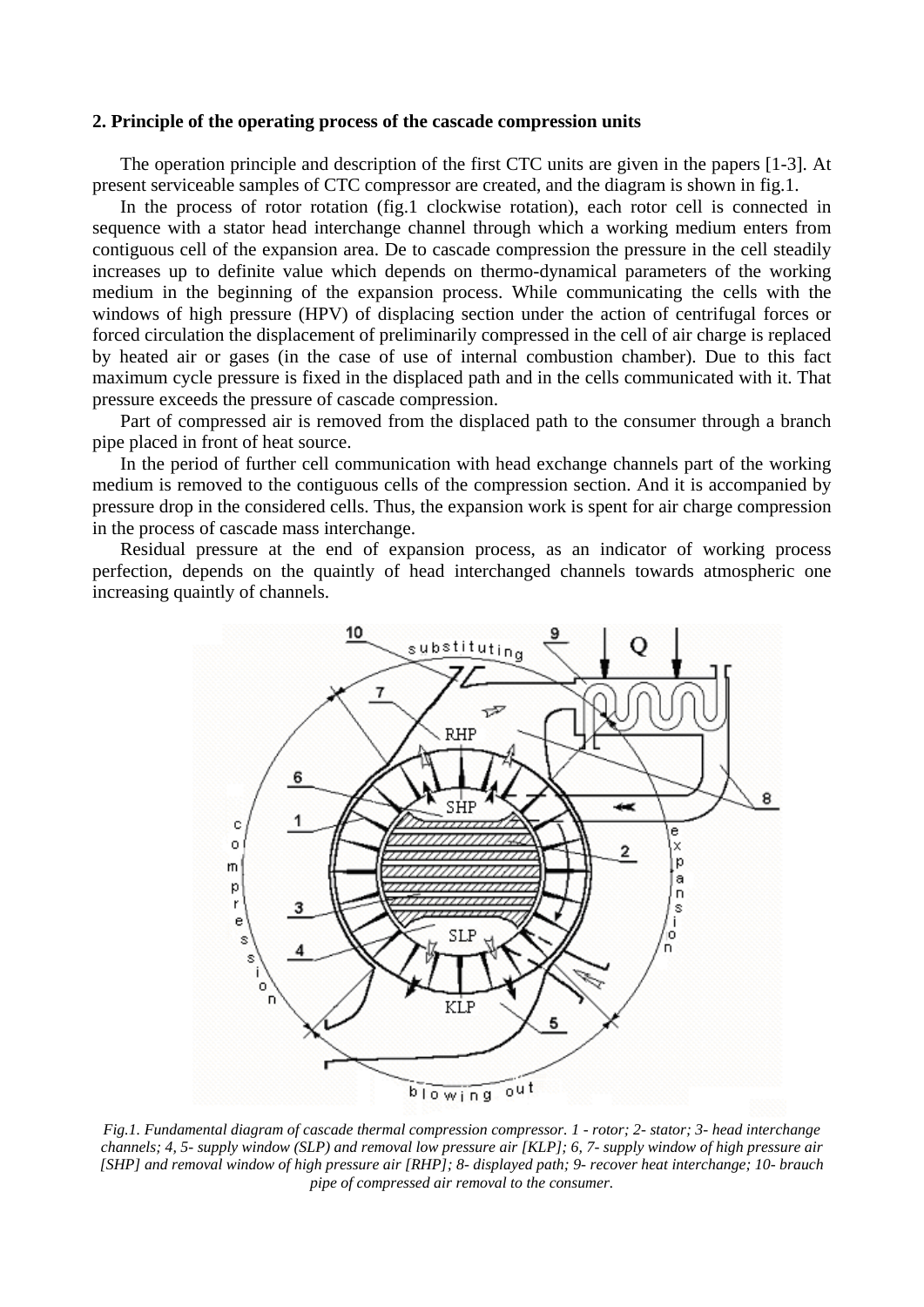### 2. Principle of the operating process of the cascade compression units

The operation principle and description of the first CTC units are given in the papers [1-3]. At present serviceable samples of CTC compressor are created, and the diagram is shown in fig.1.

In the process of rotor rotation (fig.1 clockwise rotation), each rotor cell is connected in sequence with a stator head interchange channel through which a working medium enters from contiguous cell of the expansion area. De to cascade compression the pressure in the cell steadily increases up to definite value which depends on thermo-dynamical parameters of the working medium in the beginning of the expansion process. While communicating the cells with the windows of high pressure (HPV) of displacing section under the action of centrifugal forces or forced circulation the displacement of preliminarily compressed in the cell of air charge is replaced by heated air or gases (in the case of use of internal combustion chamber). Due to this fact maximum cycle pressure is fixed in the displaced path and in the cells communicated with it. That pressure exceeds the pressure of cascade compression.

Part of compressed air is removed from the displaced path to the consumer through a branch pipe placed in front of heat source.

In the period of further cell communication with head exchange channels part of the working medium is removed to the contiguous cells of the compression section. And it is accompanied by pressure drop in the considered cells. Thus, the expansion work is spent for air charge compression in the process of cascade mass interchange.

Residual pressure at the end of expansion process, as an indicator of working process perfection, depends on the quaintly of head interchanged channels towards atmospheric one increasing quaintly of channels.

substituting
Q
10
9
7
RHP
6
SHP
8
1
2
3
SLP
4
KLP
5
compression
expansion
blowing out

*Fig.1. Fundamental diagram of cascade thermal compression compressor. 1 - rotor; 2- stator; 3- head interchange channels; 4, 5- supply window (SLP) and removal low pressure air [KLP]; 6, 7- supply window of high pressure air [SHP] and removal window of high pressure air [RHP]; 8- displayed path; 9- recover heat interchange; 10- brauch pipe of compressed air removal to the consumer.*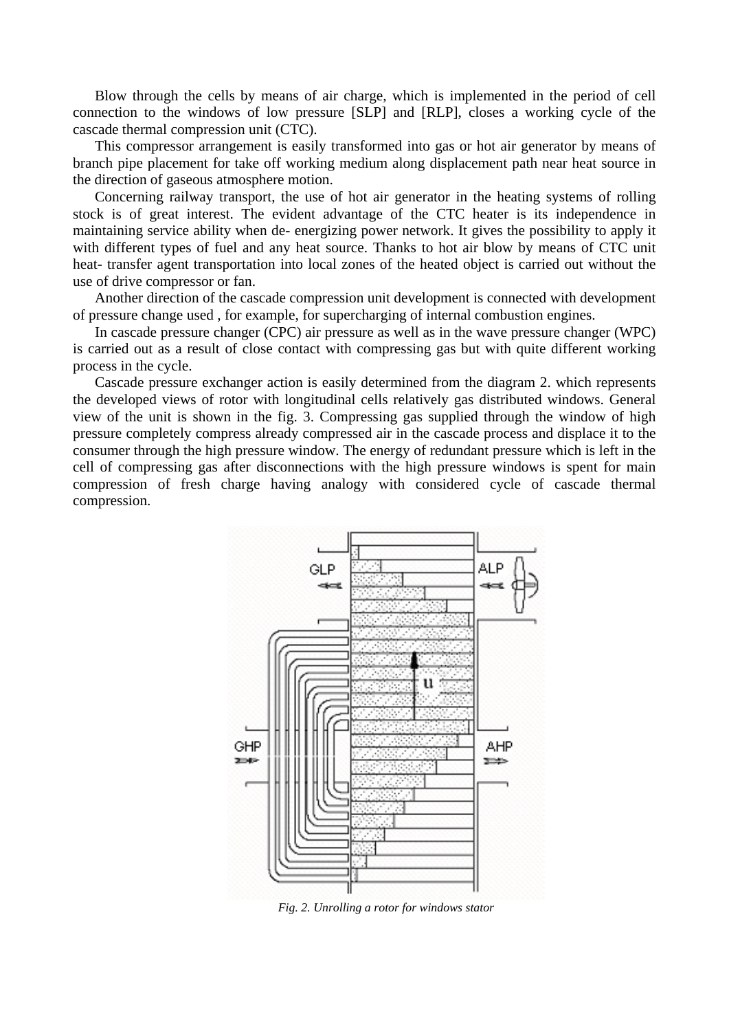Blow through the cells by means of air charge, which is implemented in the period of cell connection to the windows of low pressure [SLP] and [RLP], closes a working cycle of the cascade thermal compression unit (CTC).

This compressor arrangement is easily transformed into gas or hot air generator by means of branch pipe placement for take off working medium along displacement path near heat source in the direction of gaseous atmosphere motion.

Concerning railway transport, the use of hot air generator in the heating systems of rolling stock is of great interest. The evident advantage of the CTC heater is its independence in maintaining service ability when de- energizing power network. It gives the possibility to apply it with different types of fuel and any heat source. Thanks to hot air blow by means of CTC unit heat- transfer agent transportation into local zones of the heated object is carried out without the use of drive compressor or fan.

Another direction of the cascade compression unit development is connected with development of pressure change used , for example, for supercharging of internal combustion engines.

In cascade pressure changer (CPC) air pressure as well as in the wave pressure changer (WPC) is carried out as a result of close contact with compressing gas but with quite different working process in the cycle.

Cascade pressure exchanger action is easily determined from the diagram 2. which represents the developed views of rotor with longitudinal cells relatively gas distributed windows. General view of the unit is shown in the fig. 3. Compressing gas supplied through the window of high pressure completely compress already compressed air in the cascade process and displace it to the consumer through the high pressure window. The energy of redundant pressure which is left in the cell of compressing gas after disconnections with the high pressure windows is spent for main compression of fresh charge having analogy with considered cycle of cascade thermal compression.

GLP

ALP

u

GHP

AHP

*Fig. 2. Unrolling a rotor for windows stator*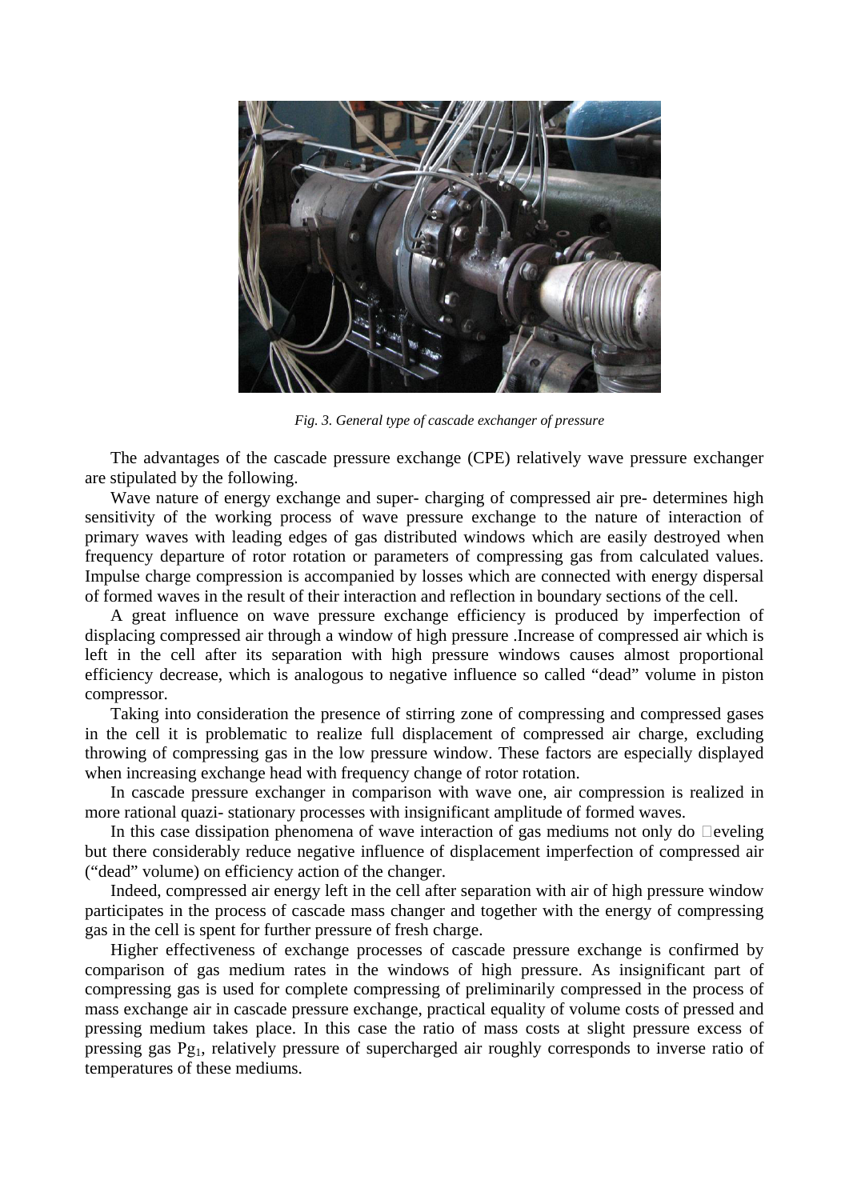*Fig. 3. General type of cascade exchanger of pressure*

The advantages of the cascade pressure exchange (CPE) relatively wave pressure exchanger are stipulated by the following.

Wave nature of energy exchange and super- charging of compressed air pre- determines high sensitivity of the working process of wave pressure exchange to the nature of interaction of primary waves with leading edges of gas distributed windows which are easily destroyed when frequency departure of rotor rotation or parameters of compressing gas from calculated values. Impulse charge compression is accompanied by losses which are connected with energy dispersal of formed waves in the result of their interaction and reflection in boundary sections of the cell.

A great influence on wave pressure exchange efficiency is produced by imperfection of displacing compressed air through a window of high pressure .Increase of compressed air which is left in the cell after its separation with high pressure windows causes almost proportional efficiency decrease, which is analogous to negative influence so called "dead" volume in piston compressor.

Taking into consideration the presence of stirring zone of compressing and compressed gases in the cell it is problematic to realize full displacement of compressed air charge, excluding throwing of compressing gas in the low pressure window. These factors are especially displayed when increasing exchange head with frequency change of rotor rotation.

In cascade pressure exchanger in comparison with wave one, air compression is realized in more rational quazi- stationary processes with insignificant amplitude of formed waves.

In this case dissipation phenomena of wave interaction of gas mediums not only do eveling but there considerably reduce negative influence of displacement imperfection of compressed air ("dead" volume) on efficiency action of the changer.

Indeed, compressed air energy left in the cell after separation with air of high pressure window participates in the process of cascade mass changer and together with the energy of compressing gas in the cell is spent for further pressure of fresh charge.

Higher effectiveness of exchange processes of cascade pressure exchange is confirmed by comparison of gas medium rates in the windows of high pressure. As insignificant part of compressing gas is used for complete compressing of preliminarily compressed in the process of mass exchange air in cascade pressure exchange, practical equality of volume costs of pressed and pressing medium takes place. In this case the ratio of mass costs at slight pressure excess of pressing gas $Pg_1$, relatively pressure of supercharged air roughly corresponds to inverse ratio of temperatures of these mediums.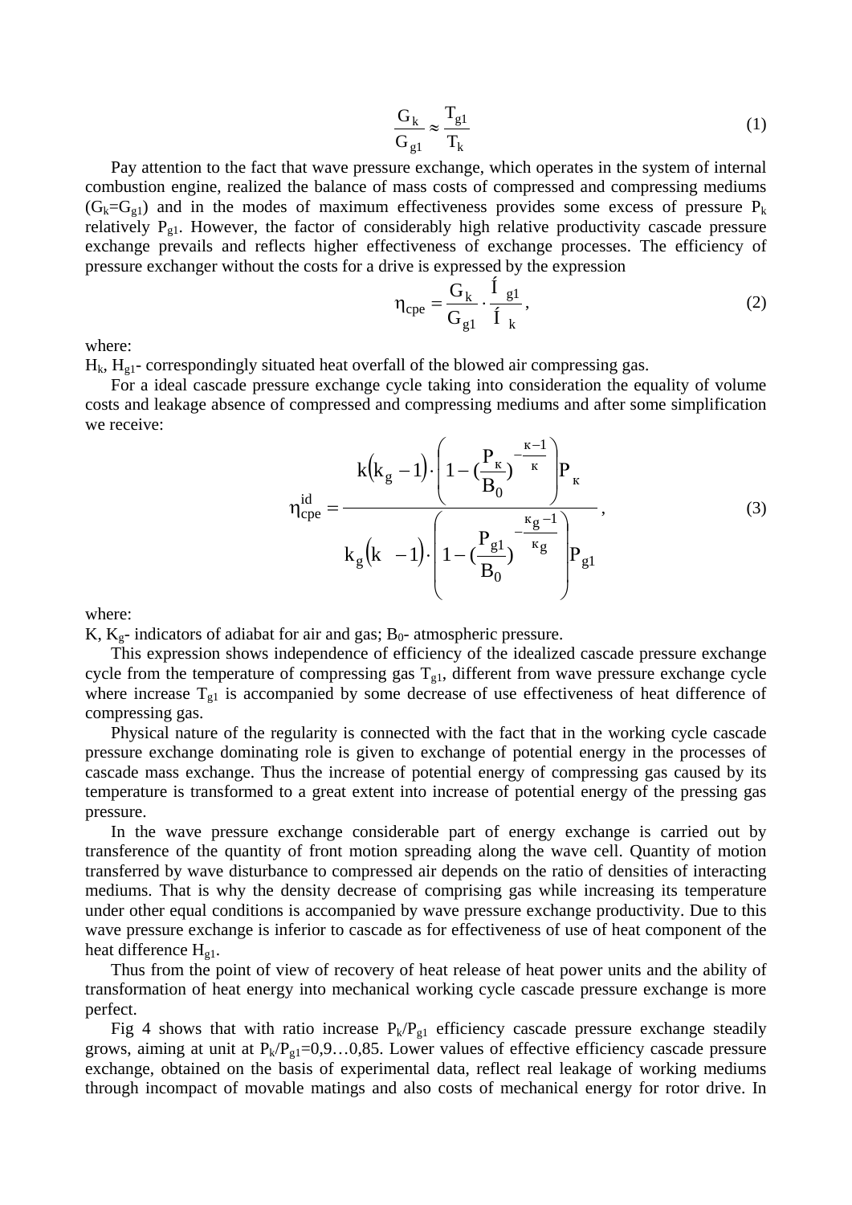$$\frac{G_k}{G_{g1}} \approx \frac{T_{g1}}{T_k} \tag{1}$$

Pay attention to the fact that wave pressure exchange, which operates in the system of internal combustion engine, realized the balance of mass costs of compressed and compressing mediums ($G_k$=$G_{g1}$) and in the modes of maximum effectiveness provides some excess of pressure $P_k$ relatively $P_{g1}$. However, the factor of considerably high relative productivity cascade pressure exchange prevails and reflects higher effectiveness of exchange processes. The efficiency of pressure exchanger without the costs for a drive is expressed by the expression

$$\eta_{cpe} = \frac{G_k}{G_{g1}} \cdot \frac{Í_{g1}}{Í_k}, \tag{2}$$

where:

$H_k$, $H_{g1}$- correspondingly situated heat overfall of the blowed air compressing gas.

For a ideal cascade pressure exchange cycle taking into consideration the equality of volume costs and leakage absence of compressed and compressing mediums and after some simplification we receive:

$$\eta_{cpe}^{id} = \frac{k(k_g - 1) \cdot \left(1 - (\frac{P_к}{B_0})^{-\frac{к-1}{к}}\right) P_к}{k_g(k - 1) \cdot \left(1 - (\frac{P_{g1}}{B_0})^{-\frac{к_g-1}{к_g}}\right) P_{g1}}, \tag{3}$$

where:

K, $K_g$- indicators of adiabat for air and gas; $B_0$- atmospheric pressure.

This expression shows independence of efficiency of the idealized cascade pressure exchange cycle from the temperature of compressing gas $T_{g1}$, different from wave pressure exchange cycle where increase $T_{g1}$ is accompanied by some decrease of use effectiveness of heat difference of compressing gas.

Physical nature of the regularity is connected with the fact that in the working cycle cascade pressure exchange dominating role is given to exchange of potential energy in the processes of cascade mass exchange. Thus the increase of potential energy of compressing gas caused by its temperature is transformed to a great extent into increase of potential energy of the pressing gas pressure.

In the wave pressure exchange considerable part of energy exchange is carried out by transference of the quantity of front motion spreading along the wave cell. Quantity of motion transferred by wave disturbance to compressed air depends on the ratio of densities of interacting mediums. That is why the density decrease of comprising gas while increasing its temperature under other equal conditions is accompanied by wave pressure exchange productivity. Due to this wave pressure exchange is inferior to cascade as for effectiveness of use of heat component of the heat difference $H_{g1}$.

Thus from the point of view of recovery of heat release of heat power units and the ability of transformation of heat energy into mechanical working cycle cascade pressure exchange is more perfect.

Fig 4 shows that with ratio increase $P_k/P_{g1}$ efficiency cascade pressure exchange steadily grows, aiming at unit at $P_k/P_{g1}$=0,9…0,85. Lower values of effective efficiency cascade pressure exchange, obtained on the basis of experimental data, reflect real leakage of working mediums through incompact of movable matings and also costs of mechanical energy for rotor drive. In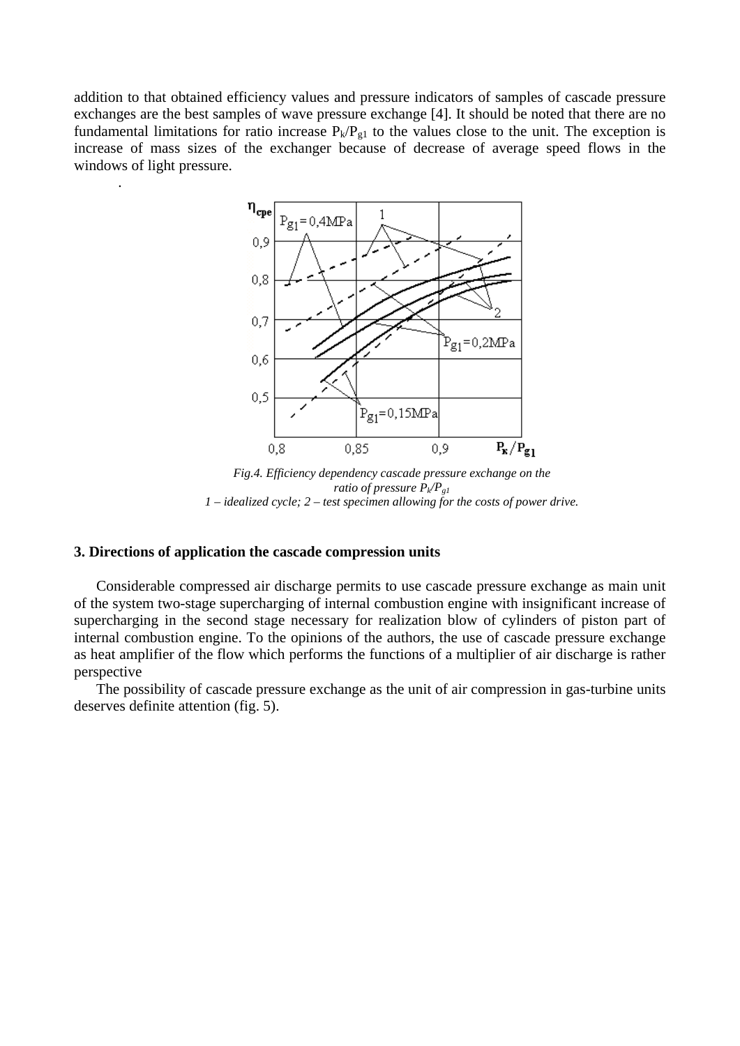addition to that obtained efficiency values and pressure indicators of samples of cascade pressure exchanges are the best samples of wave pressure exchange [4]. It should be noted that there are no fundamental limitations for ratio increase $P_k/P_{g1}$ to the values close to the unit. The exception is increase of mass sizes of the exchanger because of decrease of average speed flows in the windows of light pressure.

.

$\eta_{cpe}$

$P_{g1}$=0,4MPa

1

0,9

0,8

0,7

0,6

0,5

2

$P_{g1}$=0,2MPa

$P_{g1}$=0,15MPa

0,8

0,85

0,9

$P_к/P_{g1}$

*Fig.4. Efficiency dependency cascade pressure exchange on the ratio of pressure $P_k/P_{g1}$*
*1 – idealized cycle; 2 – test specimen allowing for the costs of power drive.*

### 3. Directions of application the cascade compression units

Considerable compressed air discharge permits to use cascade pressure exchange as main unit of the system two-stage supercharging of internal combustion engine with insignificant increase of supercharging in the second stage necessary for realization blow of cylinders of piston part of internal combustion engine. To the opinions of the authors, the use of cascade pressure exchange as heat amplifier of the flow which performs the functions of a multiplier of air discharge is rather perspective

The possibility of cascade pressure exchange as the unit of air compression in gas-turbine units deserves definite attention (fig. 5).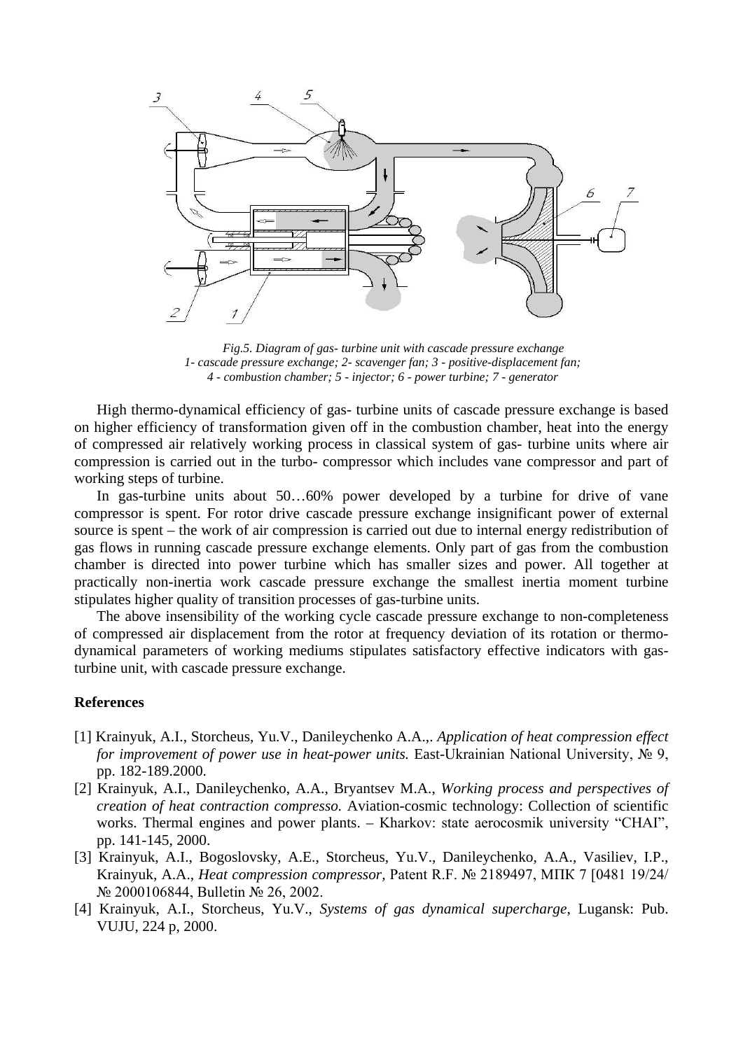*Fig.5. Diagram of gas- turbine unit with cascade pressure exchange*
*1- cascade pressure exchange; 2- scavenger fan; 3 - positive-displacement fan;*
*4 - combustion chamber; 5 - injector; 6 - power turbine; 7 - generator*

High thermo-dynamical efficiency of gas- turbine units of cascade pressure exchange is based on higher efficiency of transformation given off in the combustion chamber, heat into the energy of compressed air relatively working process in classical system of gas- turbine units where air compression is carried out in the turbo- compressor which includes vane compressor and part of working steps of turbine.

In gas-turbine units about 50…60% power developed by a turbine for drive of vane compressor is spent. For rotor drive cascade pressure exchange insignificant power of external source is spent – the work of air compression is carried out due to internal energy redistribution of gas flows in running cascade pressure exchange elements. Only part of gas from the combustion chamber is directed into power turbine which has smaller sizes and power. All together at practically non-inertia work cascade pressure exchange the smallest inertia moment turbine stipulates higher quality of transition processes of gas-turbine units.

The above insensibility of the working cycle cascade pressure exchange to non-completeness of compressed air displacement from the rotor at frequency deviation of its rotation or thermo-dynamical parameters of working mediums stipulates satisfactory effective indicators with gas-turbine unit, with cascade pressure exchange.

**References**

[1] Krainyuk, A.I., Storcheus, Yu.V., Danileychenko A.A.,. *Application of heat compression effect for improvement of power use in heat-power units.* East-Ukrainian National University, № 9, pp. 182-189.2000.

[2] Krainyuk, A.I., Danileychenko, A.A., Bryantsev M.A., *Working process and perspectives of creation of heat contraction compresso.* Aviation-cosmic technology: Collection of scientific works. Thermal engines and power plants. – Kharkov: state aerocosmik university "CHAI", pp. 141-145, 2000.

[3] Krainyuk, A.I., Bogoslovsky, A.E., Storcheus, Yu.V., Danileychenko, A.A., Vasiliev, I.P., Krainyuk, A.A., *Heat compression compressor,* Patent R.F. № 2189497, МПК 7 [0481 19/24/ № 2000106844, Bulletin № 26, 2002.

[4] Krainyuk, A.I., Storcheus, Yu.V., *Systems of gas dynamical supercharge*, Lugansk: Pub. VUJU, 224 p, 2000.